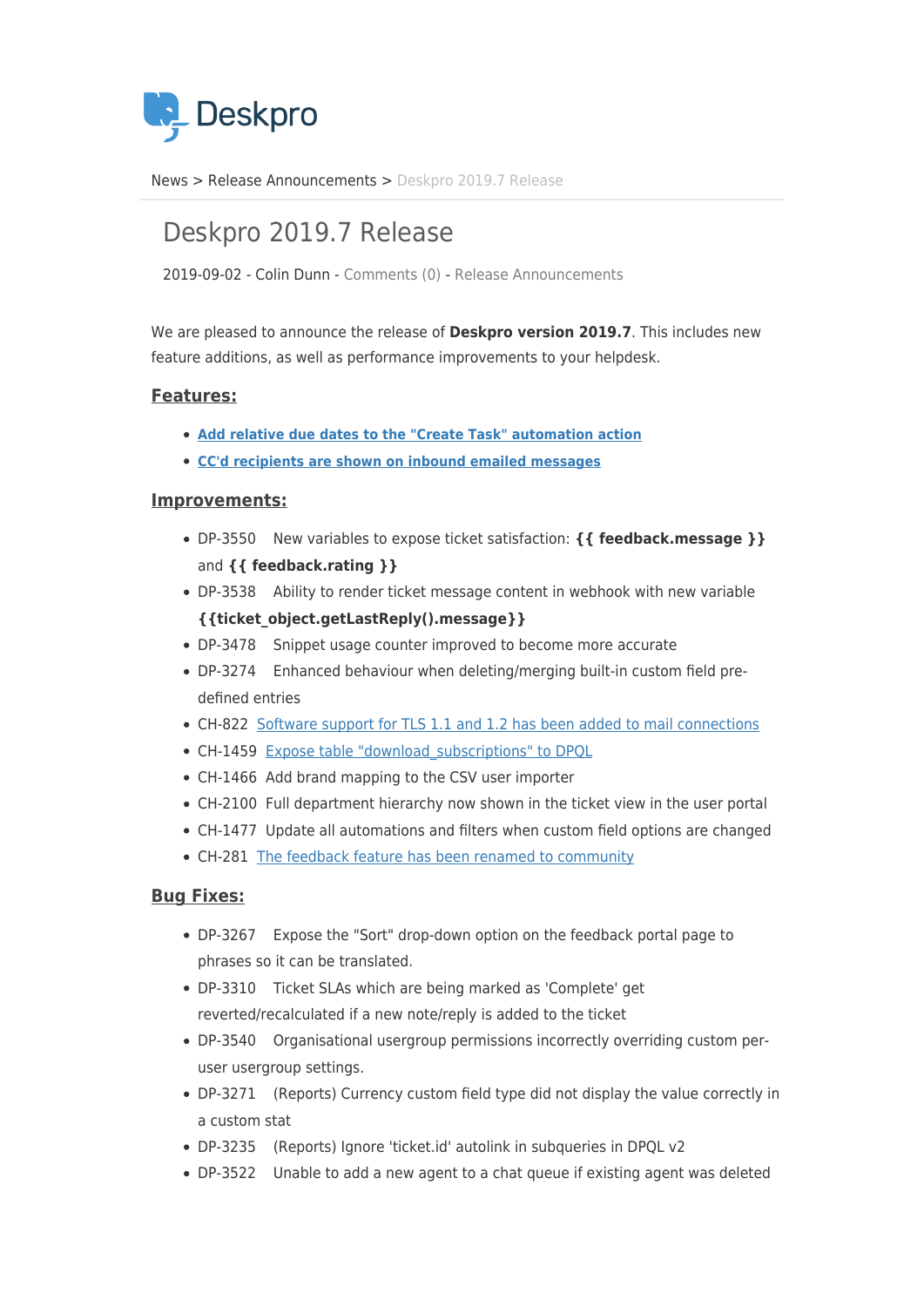Deskpro

News > Release Announcements > Deskpro 2019.7 Release

# Deskpro 2019.7 Release

2019-09-02 - Colin Dunn - Comments (0) - Release Announcements

We are pleased to announce the release of **Deskpro version 2019.7**. This includes new feature additions, as well as performance improvements to your helpdesk.

## Features:

- **Add relative due dates to the "Create Task" automation action**
- **CC'd recipients are shown on inbound emailed messages**

## Improvements:

- DP-3550 New variables to expose ticket satisfaction: **{{ feedback.message }}** and **{{ feedback.rating }}**
- DP-3538 Ability to render ticket message content in webhook with new variable **{{ticket_object.getLastReply().message}}**
- DP-3478 Snippet usage counter improved to become more accurate
- DP-3274 Enhanced behaviour when deleting/merging built-in custom field pre-defined entries
- CH-822 Software support for TLS 1.1 and 1.2 has been added to mail connections
- CH-1459 Expose table "download_subscriptions" to DPQL
- CH-1466 Add brand mapping to the CSV user importer
- CH-2100 Full department hierarchy now shown in the ticket view in the user portal
- CH-1477 Update all automations and filters when custom field options are changed
- CH-281 The feedback feature has been renamed to community

## Bug Fixes:

- DP-3267 Expose the "Sort" drop-down option on the feedback portal page to phrases so it can be translated.
- DP-3310 Ticket SLAs which are being marked as 'Complete' get reverted/recalculated if a new note/reply is added to the ticket
- DP-3540 Organisational usergroup permissions incorrectly overriding custom per-user usergroup settings.
- DP-3271 (Reports) Currency custom field type did not display the value correctly in a custom stat
- DP-3235 (Reports) Ignore 'ticket.id' autolink in subqueries in DPQL v2
- DP-3522 Unable to add a new agent to a chat queue if existing agent was deleted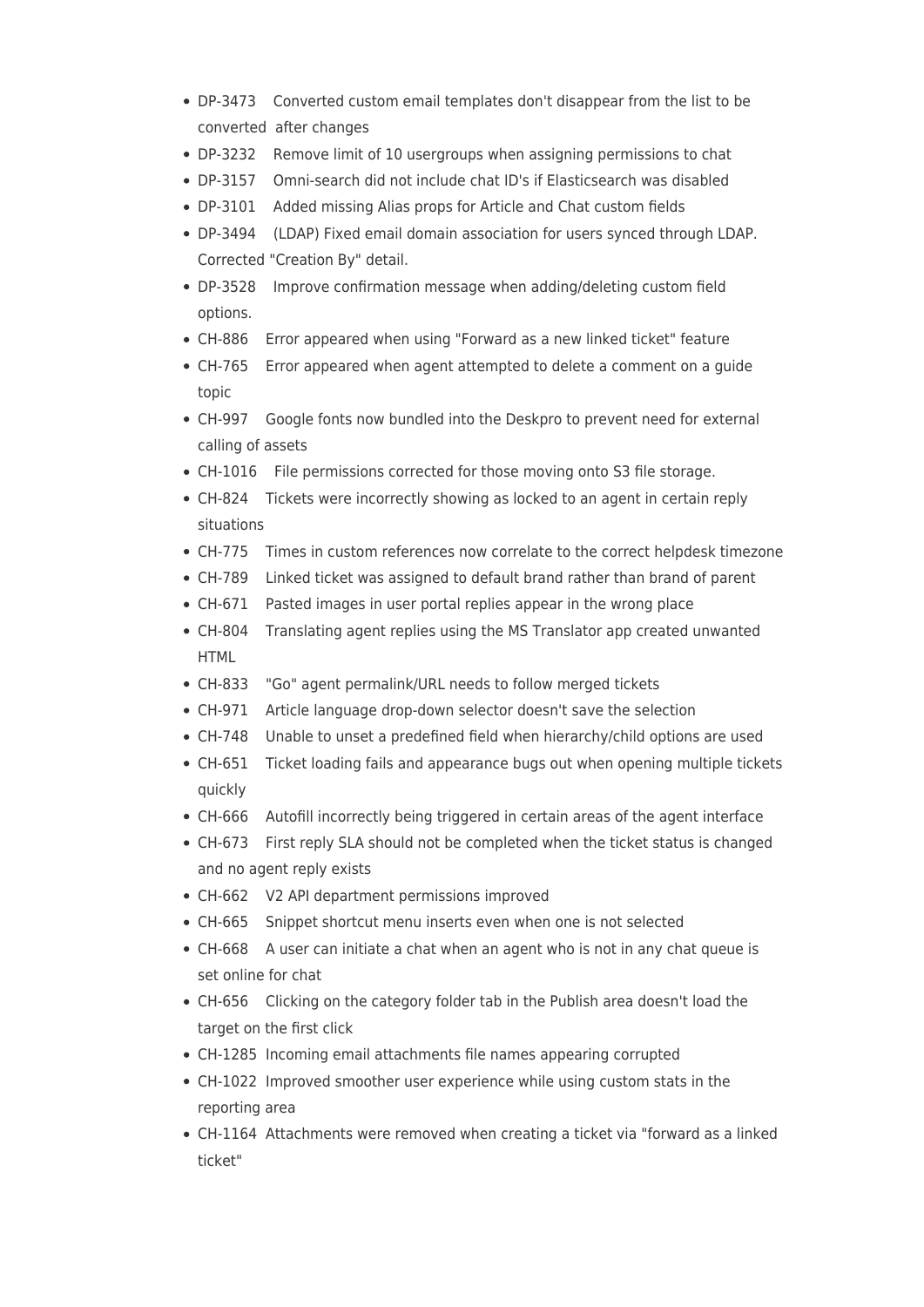- DP-3473 Converted custom email templates don't disappear from the list to be converted after changes
- DP-3232 Remove limit of 10 usergroups when assigning permissions to chat
- DP-3157 Omni-search did not include chat ID's if Elasticsearch was disabled
- DP-3101 Added missing Alias props for Article and Chat custom fields
- DP-3494 (LDAP) Fixed email domain association for users synced through LDAP. Corrected "Creation By" detail.
- DP-3528 Improve confirmation message when adding/deleting custom field options.
- CH-886 Error appeared when using "Forward as a new linked ticket" feature
- CH-765 Error appeared when agent attempted to delete a comment on a guide topic
- CH-997 Google fonts now bundled into the Deskpro to prevent need for external calling of assets
- CH-1016 File permissions corrected for those moving onto S3 file storage.
- CH-824 Tickets were incorrectly showing as locked to an agent in certain reply situations
- CH-775 Times in custom references now correlate to the correct helpdesk timezone
- CH-789 Linked ticket was assigned to default brand rather than brand of parent
- CH-671 Pasted images in user portal replies appear in the wrong place
- CH-804 Translating agent replies using the MS Translator app created unwanted HTML
- CH-833 "Go" agent permalink/URL needs to follow merged tickets
- CH-971 Article language drop-down selector doesn't save the selection
- CH-748 Unable to unset a predefined field when hierarchy/child options are used
- CH-651 Ticket loading fails and appearance bugs out when opening multiple tickets quickly
- CH-666 Autofill incorrectly being triggered in certain areas of the agent interface
- CH-673 First reply SLA should not be completed when the ticket status is changed and no agent reply exists
- CH-662 V2 API department permissions improved
- CH-665 Snippet shortcut menu inserts even when one is not selected
- CH-668 A user can initiate a chat when an agent who is not in any chat queue is set online for chat
- CH-656 Clicking on the category folder tab in the Publish area doesn't load the target on the first click
- CH-1285 Incoming email attachments file names appearing corrupted
- CH-1022 Improved smoother user experience while using custom stats in the reporting area
- CH-1164 Attachments were removed when creating a ticket via "forward as a linked ticket"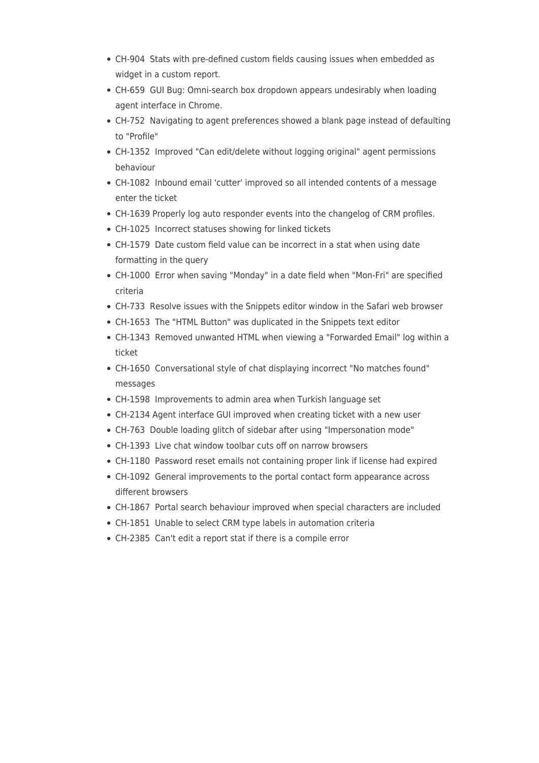- CH-904  Stats with pre-defined custom fields causing issues when embedded as widget in a custom report.
- CH-659  GUI Bug: Omni-search box dropdown appears undesirably when loading agent interface in Chrome.
- CH-752  Navigating to agent preferences showed a blank page instead of defaulting to "Profile"
- CH-1352  Improved "Can edit/delete without logging original" agent permissions behaviour
- CH-1082  Inbound email 'cutter' improved so all intended contents of a message enter the ticket
- CH-1639 Properly log auto responder events into the changelog of CRM profiles.
- CH-1025  Incorrect statuses showing for linked tickets
- CH-1579  Date custom field value can be incorrect in a stat when using date formatting in the query
- CH-1000  Error when saving "Monday" in a date field when "Mon-Fri" are specified criteria
- CH-733  Resolve issues with the Snippets editor window in the Safari web browser
- CH-1653  The "HTML Button" was duplicated in the Snippets text editor
- CH-1343  Removed unwanted HTML when viewing a "Forwarded Email" log within a ticket
- CH-1650  Conversational style of chat displaying incorrect "No matches found" messages
- CH-1598  Improvements to admin area when Turkish language set
- CH-2134 Agent interface GUI improved when creating ticket with a new user
- CH-763  Double loading glitch of sidebar after using "Impersonation mode"
- CH-1393  Live chat window toolbar cuts off on narrow browsers
- CH-1180  Password reset emails not containing proper link if license had expired
- CH-1092  General improvements to the portal contact form appearance across different browsers
- CH-1867  Portal search behaviour improved when special characters are included
- CH-1851  Unable to select CRM type labels in automation criteria
- CH-2385  Can't edit a report stat if there is a compile error